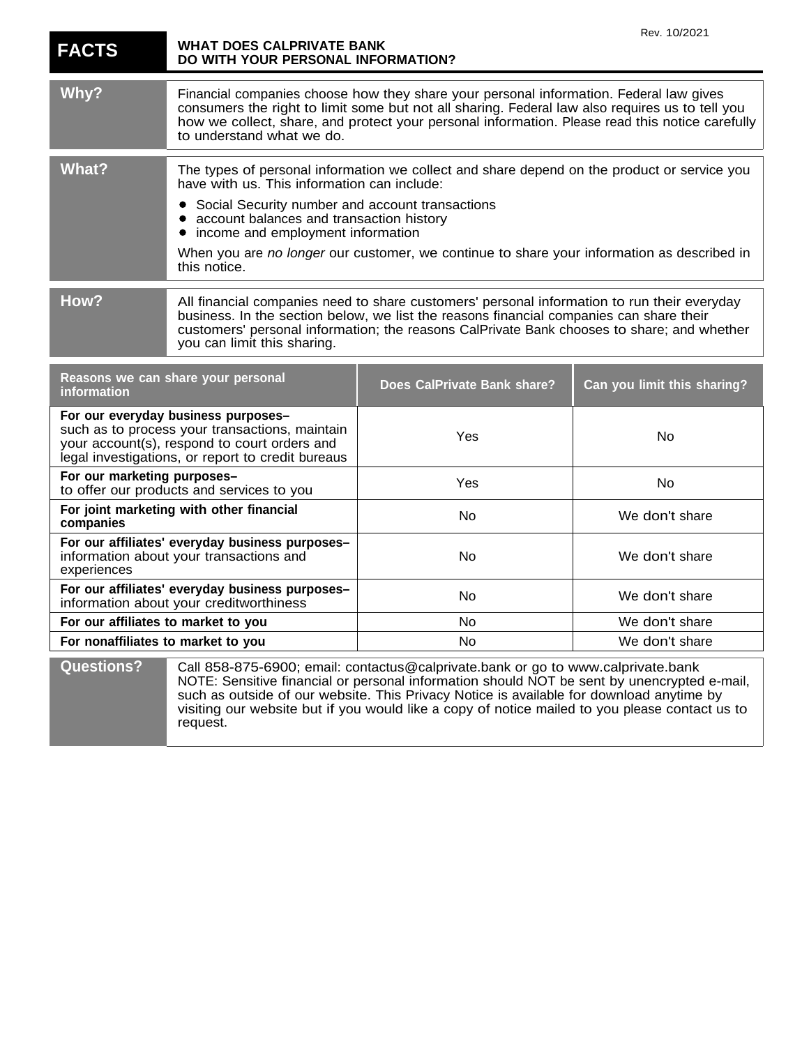Rev. 10/2021

# FACTS — WHAT DOES CALPRIVATE BANK DO WITH YOUR PERSONAL INFORMATION?

| | |
|---|---|
| **Why?** | Financial companies choose how they share your personal information. Federal law gives consumers the right to limit some but not all sharing. Federal law also requires us to tell you how we collect, share, and protect your personal information. Please read this notice carefully to understand what we do. |
| **What?** | The types of personal information we collect and share depend on the product or service you have with us. This information can include: <br>• Social Security number and account transactions <br>• account balances and transaction history <br>• income and employment information <br><br>When you are *no longer* our customer, we continue to share your information as described in this notice. |
| **How?** | All financial companies need to share customers' personal information to run their everyday business. In the section below, we list the reasons financial companies can share their customers' personal information; the reasons CalPrivate Bank chooses to share; and whether you can limit this sharing. |

| Reasons we can share your personal information | Does CalPrivate Bank share? | Can you limit this sharing? |
|---|---|---|
| **For our everyday business purposes–** such as to process your transactions, maintain your account(s), respond to court orders and legal investigations, or report to credit bureaus | Yes | No |
| **For our marketing purposes–** to offer our products and services to you | Yes | No |
| **For joint marketing with other financial companies** | No | We don't share |
| **For our affiliates' everyday business purposes–** information about your transactions and experiences | No | We don't share |
| **For our affiliates' everyday business purposes–** information about your creditworthiness | No | We don't share |
| **For our affiliates to market to you** | No | We don't share |
| **For nonaffiliates to market to you** | No | We don't share |

| | |
|---|---|
| **Questions?** | Call 858-875-6900; email: contactus@calprivate.bank or go to www.calprivate.bank <br>NOTE: Sensitive financial or personal information should NOT be sent by unencrypted e-mail, such as outside of our website. This Privacy Notice is available for download anytime by visiting our website but if you would like a copy of notice mailed to you please contact us to request. |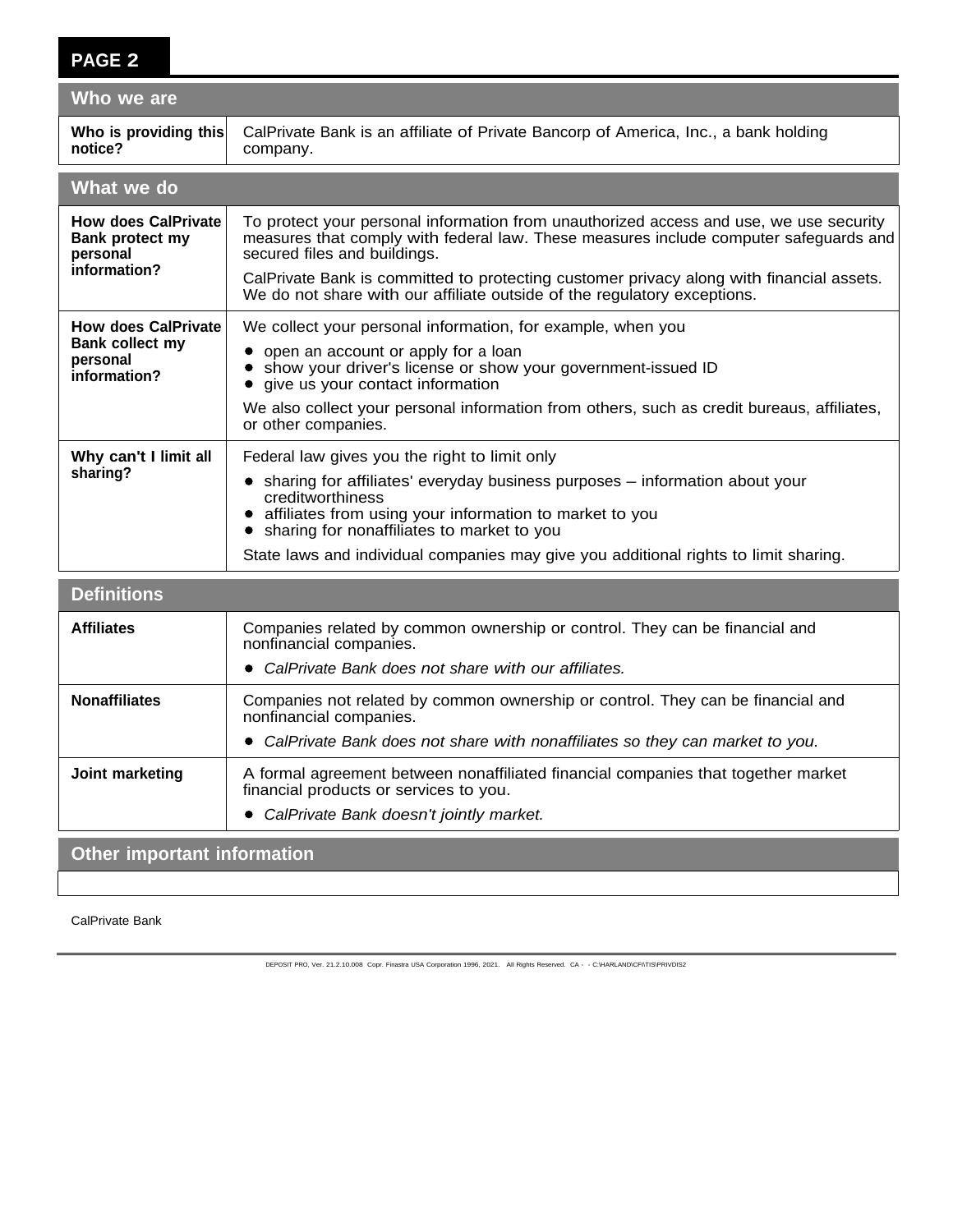## PAGE 2

| Who we are | |
|---|---|
| **Who is providing this notice?** | CalPrivate Bank is an affiliate of Private Bancorp of America, Inc., a bank holding company. |

| What we do | |
|---|---|
| **How does CalPrivate Bank protect my personal information?** | To protect your personal information from unauthorized access and use, we use security measures that comply with federal law. These measures include computer safeguards and secured files and buildings.<br><br>CalPrivate Bank is committed to protecting customer privacy along with financial assets. We do not share with our affiliate outside of the regulatory exceptions. |
| **How does CalPrivate Bank collect my personal information?** | We collect your personal information, for example, when you<br>• open an account or apply for a loan<br>• show your driver's license or show your government-issued ID<br>• give us your contact information<br><br>We also collect your personal information from others, such as credit bureaus, affiliates, or other companies. |
| **Why can't I limit all sharing?** | Federal law gives you the right to limit only<br>• sharing for affiliates' everyday business purposes – information about your creditworthiness<br>• affiliates from using your information to market to you<br>• sharing for nonaffiliates to market to you<br><br>State laws and individual companies may give you additional rights to limit sharing. |

| Definitions | |
|---|---|
| **Affiliates** | Companies related by common ownership or control. They can be financial and nonfinancial companies.<br>• *CalPrivate Bank does not share with our affiliates.* |
| **Nonaffiliates** | Companies not related by common ownership or control. They can be financial and nonfinancial companies.<br>• *CalPrivate Bank does not share with nonaffiliates so they can market to you.* |
| **Joint marketing** | A formal agreement between nonaffiliated financial companies that together market financial products or services to you.<br>• *CalPrivate Bank doesn't jointly market.* |

### Other important information

CalPrivate Bank

DEPOSIT PRO, Ver. 21.2.10.008 Copr. Finastra USA Corporation 1996, 2021. All Rights Reserved. CA - - C:\HARLAND\CFI\TIS\PRIVDIS2